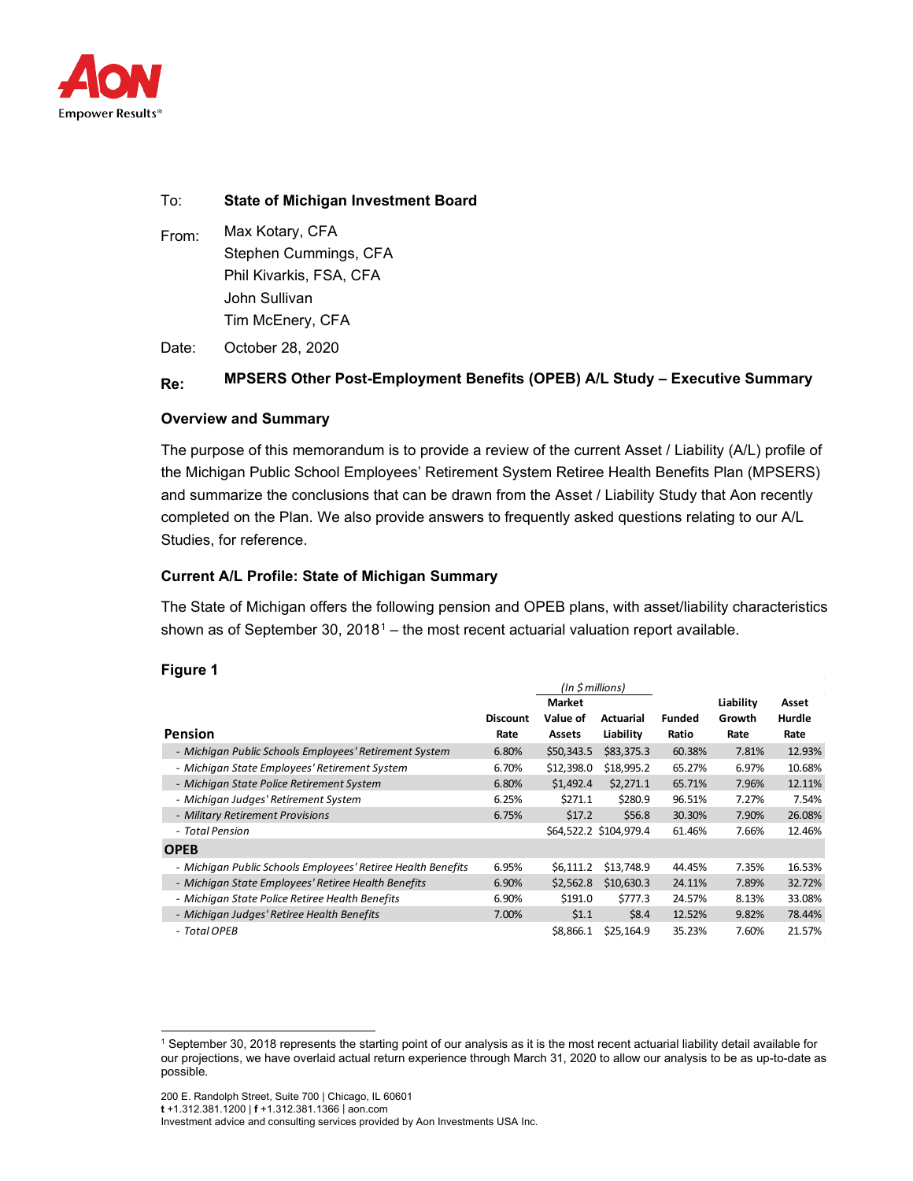Empower Results®

To: **State of Michigan Investment Board**

From: Max Kotary, CFA
Stephen Cummings, CFA
Phil Kivarkis, FSA, CFA
John Sullivan
Tim McEnery, CFA

Date: October 28, 2020

Re: **MPSERS Other Post-Employment Benefits (OPEB) A/L Study – Executive Summary**

### Overview and Summary

The purpose of this memorandum is to provide a review of the current Asset / Liability (A/L) profile of the Michigan Public School Employees' Retirement System Retiree Health Benefits Plan (MPSERS) and summarize the conclusions that can be drawn from the Asset / Liability Study that Aon recently completed on the Plan. We also provide answers to frequently asked questions relating to our A/L Studies, for reference.

### Current A/L Profile: State of Michigan Summary

The State of Michigan offers the following pension and OPEB plans, with asset/liability characteristics shown as of September 30, 2018[1] – the most recent actuarial valuation report available.

**Figure 1**

| | | *(In $ millions)* | | | | |
|---|---|---|---|---|---|---|
| **Pension** | **Discount Rate** | **Market Value of Assets** | **Actuarial Liability** | **Funded Ratio** | **Liability Growth Rate** | **Asset Hurdle Rate** |
| *- Michigan Public Schools Employees' Retirement System* | 6.80% | $50,343.5 | $83,375.3 | 60.38% | 7.81% | 12.93% |
| *- Michigan State Employees' Retirement System* | 6.70% | $12,398.0 | $18,995.2 | 65.27% | 6.97% | 10.68% |
| *- Michigan State Police Retirement System* | 6.80% | $1,492.4 | $2,271.1 | 65.71% | 7.96% | 12.11% |
| *- Michigan Judges' Retirement System* | 6.25% | $271.1 | $280.9 | 96.51% | 7.27% | 7.54% |
| *- Military Retirement Provisions* | 6.75% | $17.2 | $56.8 | 30.30% | 7.90% | 26.08% |
| *- Total Pension* | | $64,522.2 | $104,979.4 | 61.46% | 7.66% | 12.46% |
| **OPEB** | | | | | | |
| *- Michigan Public Schools Employees' Retiree Health Benefits* | 6.95% | $6,111.2 | $13,748.9 | 44.45% | 7.35% | 16.53% |
| *- Michigan State Employees' Retiree Health Benefits* | 6.90% | $2,562.8 | $10,630.3 | 24.11% | 7.89% | 32.72% |
| *- Michigan State Police Retiree Health Benefits* | 6.90% | $191.0 | $777.3 | 24.57% | 8.13% | 33.08% |
| *- Michigan Judges' Retiree Health Benefits* | 7.00% | $1.1 | $8.4 | 12.52% | 9.82% | 78.44% |
| *- Total OPEB* | | $8,866.1 | $25,164.9 | 35.23% | 7.60% | 21.57% |

[1] September 30, 2018 represents the starting point of our analysis as it is the most recent actuarial liability detail available for our projections, we have overlaid actual return experience through March 31, 2020 to allow our analysis to be as up-to-date as possible.

200 E. Randolph Street, Suite 700 | Chicago, IL 60601
**t** +1.312.381.1200 | **f** +1.312.381.1366 | aon.com
Investment advice and consulting services provided by Aon Investments USA Inc.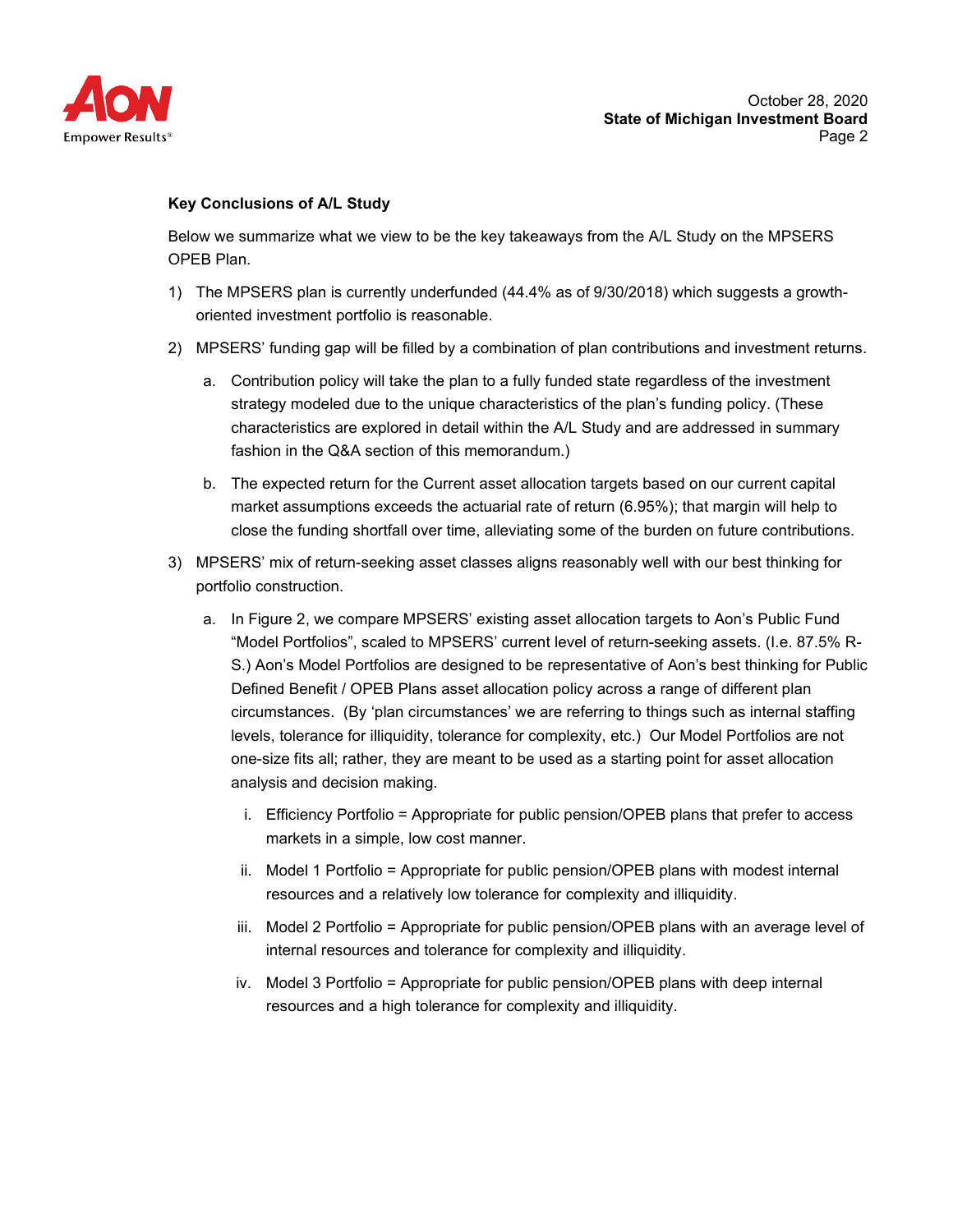**Key Conclusions of A/L Study**

Below we summarize what we view to be the key takeaways from the A/L Study on the MPSERS OPEB Plan.

1) The MPSERS plan is currently underfunded (44.4% as of 9/30/2018) which suggests a growth-oriented investment portfolio is reasonable.
2) MPSERS' funding gap will be filled by a combination of plan contributions and investment returns.
   a. Contribution policy will take the plan to a fully funded state regardless of the investment strategy modeled due to the unique characteristics of the plan's funding policy. (These characteristics are explored in detail within the A/L Study and are addressed in summary fashion in the Q&A section of this memorandum.)
   b. The expected return for the Current asset allocation targets based on our current capital market assumptions exceeds the actuarial rate of return (6.95%); that margin will help to close the funding shortfall over time, alleviating some of the burden on future contributions.
3) MPSERS' mix of return-seeking asset classes aligns reasonably well with our best thinking for portfolio construction.
   a. In Figure 2, we compare MPSERS' existing asset allocation targets to Aon's Public Fund "Model Portfolios", scaled to MPSERS' current level of return-seeking assets. (I.e. 87.5% R-S.) Aon's Model Portfolios are designed to be representative of Aon's best thinking for Public Defined Benefit / OPEB Plans asset allocation policy across a range of different plan circumstances. (By 'plan circumstances' we are referring to things such as internal staffing levels, tolerance for illiquidity, tolerance for complexity, etc.) Our Model Portfolios are not one-size fits all; rather, they are meant to be used as a starting point for asset allocation analysis and decision making.
      i. Efficiency Portfolio = Appropriate for public pension/OPEB plans that prefer to access markets in a simple, low cost manner.
      ii. Model 1 Portfolio = Appropriate for public pension/OPEB plans with modest internal resources and a relatively low tolerance for complexity and illiquidity.
      iii. Model 2 Portfolio = Appropriate for public pension/OPEB plans with an average level of internal resources and tolerance for complexity and illiquidity.
      iv. Model 3 Portfolio = Appropriate for public pension/OPEB plans with deep internal resources and a high tolerance for complexity and illiquidity.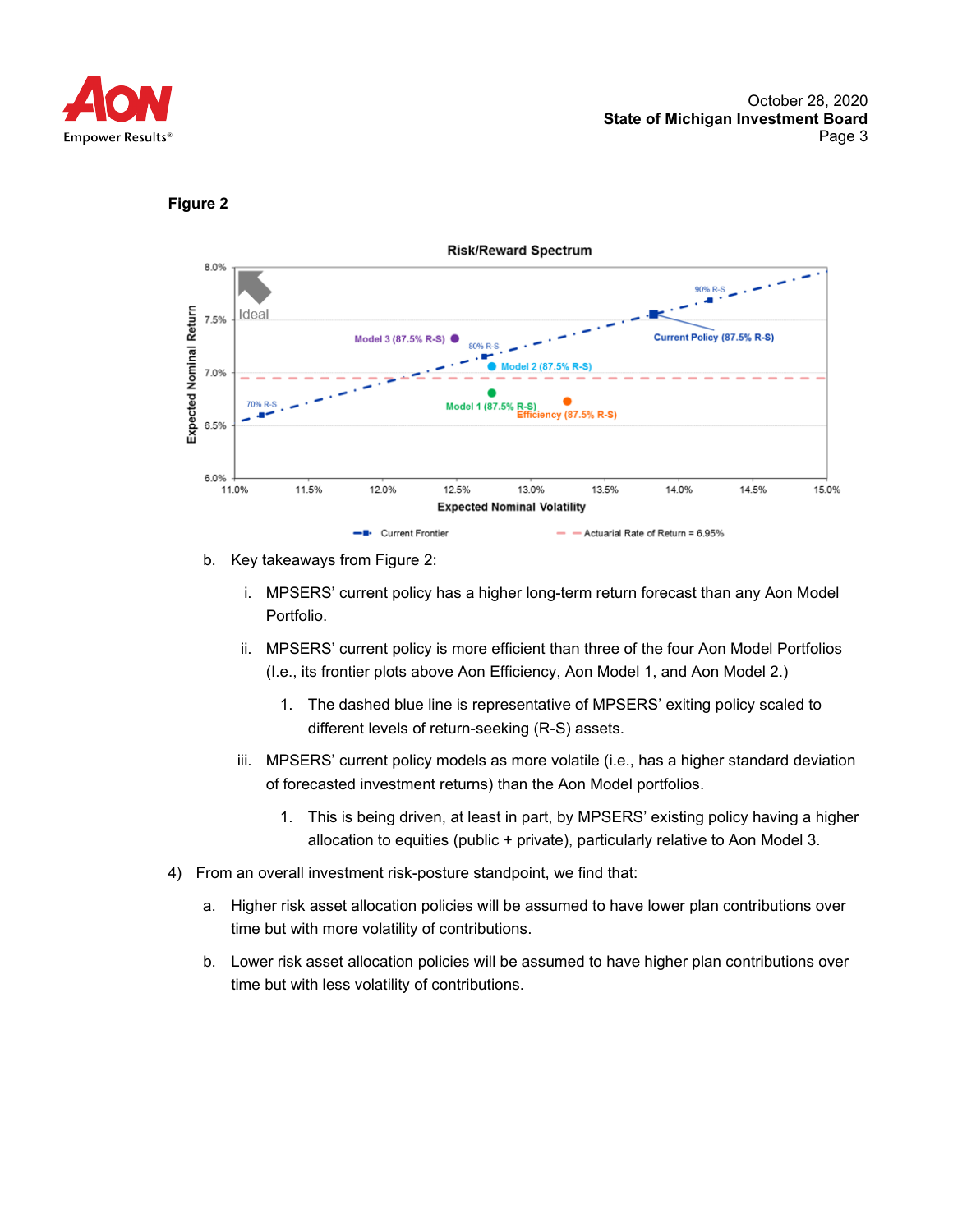**Figure 2**

b. Key takeaways from Figure 2:

   i. MPSERS' current policy has a higher long-term return forecast than any Aon Model Portfolio.

   ii. MPSERS' current policy is more efficient than three of the four Aon Model Portfolios (I.e., its frontier plots above Aon Efficiency, Aon Model 1, and Aon Model 2.)

      1. The dashed blue line is representative of MPSERS' exiting policy scaled to different levels of return-seeking (R-S) assets.

   iii. MPSERS' current policy models as more volatile (i.e., has a higher standard deviation of forecasted investment returns) than the Aon Model portfolios.

      1. This is being driven, at least in part, by MPSERS' existing policy having a higher allocation to equities (public + private), particularly relative to Aon Model 3.

4) From an overall investment risk-posture standpoint, we find that:

   a. Higher risk asset allocation policies will be assumed to have lower plan contributions over time but with more volatility of contributions.

   b. Lower risk asset allocation policies will be assumed to have higher plan contributions over time but with less volatility of contributions.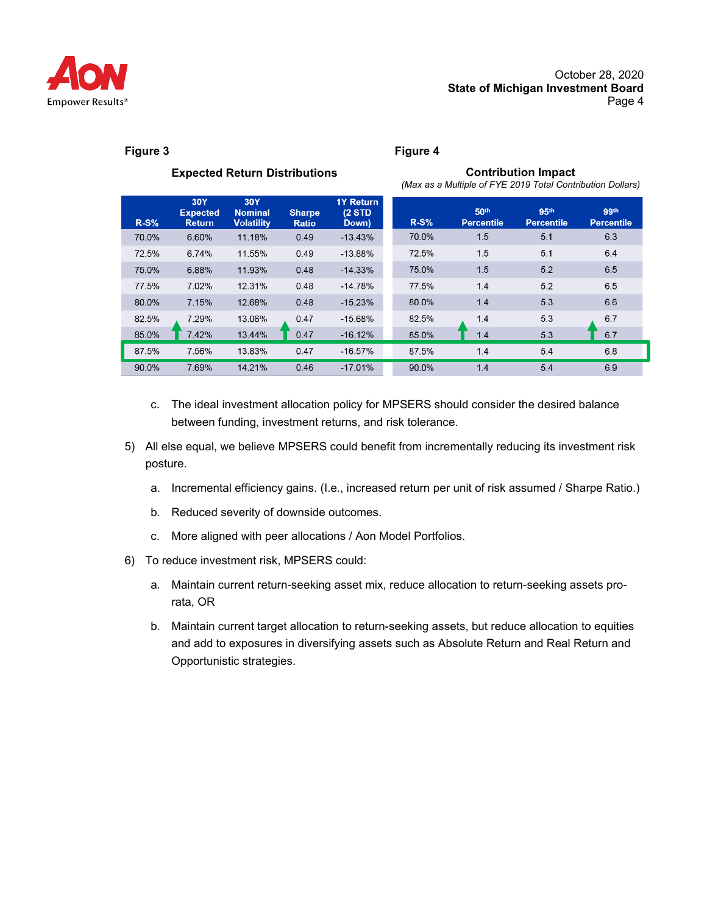**Figure 3**

**Expected Return Distributions**

| R-S% | 30Y Expected Return | 30Y Nominal Volatility | Sharpe Ratio | 1Y Return (2 STD Down) |
|---|---|---|---|---|
| 70.0% | 6.60% | 11.18% | 0.49 | -13.43% |
| 72.5% | 6.74% | 11.55% | 0.49 | -13.88% |
| 75.0% | 6.88% | 11.93% | 0.48 | -14.33% |
| 77.5% | 7.02% | 12.31% | 0.48 | -14.78% |
| 80.0% | 7.15% | 12.68% | 0.48 | -15.23% |
| 82.5% | 7.29% | 13.06% | 0.47 | -15.68% |
| 85.0% | 7.42% | 13.44% | 0.47 | -16.12% |
| 87.5% | 7.56% | 13.83% | 0.47 | -16.57% |
| 90.0% | 7.69% | 14.21% | 0.46 | -17.01% |

**Figure 4**

**Contribution Impact**

*(Max as a Multiple of FYE 2019 Total Contribution Dollars)*

| R-S% | 50th Percentile | 95th Percentile | 99th Percentile |
|---|---|---|---|
| 70.0% | 1.5 | 5.1 | 6.3 |
| 72.5% | 1.5 | 5.1 | 6.4 |
| 75.0% | 1.5 | 5.2 | 6.5 |
| 77.5% | 1.4 | 5.2 | 6.5 |
| 80.0% | 1.4 | 5.3 | 6.6 |
| 82.5% | 1.4 | 5.3 | 6.7 |
| 85.0% | 1.4 | 5.3 | 6.7 |
| 87.5% | 1.4 | 5.4 | 6.8 |
| 90.0% | 1.4 | 5.4 | 6.9 |

c. The ideal investment allocation policy for MPSERS should consider the desired balance between funding, investment returns, and risk tolerance.

5) All else equal, we believe MPSERS could benefit from incrementally reducing its investment risk posture.

   a. Incremental efficiency gains. (I.e., increased return per unit of risk assumed / Sharpe Ratio.)

   b. Reduced severity of downside outcomes.

   c. More aligned with peer allocations / Aon Model Portfolios.

6) To reduce investment risk, MPSERS could:

   a. Maintain current return-seeking asset mix, reduce allocation to return-seeking assets pro-rata, OR

   b. Maintain current target allocation to return-seeking assets, but reduce allocation to equities and add to exposures in diversifying assets such as Absolute Return and Real Return and Opportunistic strategies.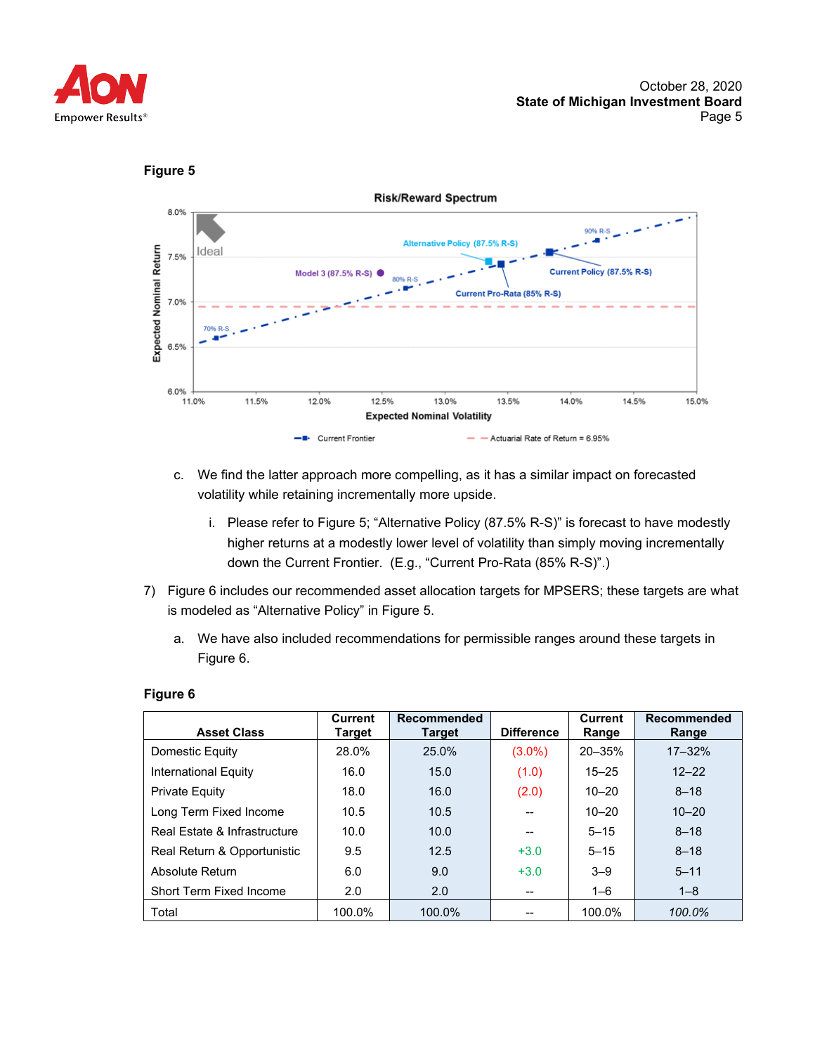**Figure 5**

c. We find the latter approach more compelling, as it has a similar impact on forecasted volatility while retaining incrementally more upside.

   i. Please refer to Figure 5; "Alternative Policy (87.5% R-S)" is forecast to have modestly higher returns at a modestly lower level of volatility than simply moving incrementally down the Current Frontier. (E.g., "Current Pro-Rata (85% R-S)".)

7) Figure 6 includes our recommended asset allocation targets for MPSERS; these targets are what is modeled as "Alternative Policy" in Figure 5.

   a. We have also included recommendations for permissible ranges around these targets in Figure 6.

**Figure 6**

| Asset Class | Current Target | Recommended Target | Difference | Current Range | Recommended Range |
|---|---|---|---|---|---|
| Domestic Equity | 28.0% | 25.0% | (3.0%) | 20–35% | 17–32% |
| International Equity | 16.0 | 15.0 | (1.0) | 15–25 | 12–22 |
| Private Equity | 18.0 | 16.0 | (2.0) | 10–20 | 8–18 |
| Long Term Fixed Income | 10.5 | 10.5 | -- | 10–20 | 10–20 |
| Real Estate & Infrastructure | 10.0 | 10.0 | -- | 5–15 | 8–18 |
| Real Return & Opportunistic | 9.5 | 12.5 | +3.0 | 5–15 | 8–18 |
| Absolute Return | 6.0 | 9.0 | +3.0 | 3–9 | 5–11 |
| Short Term Fixed Income | 2.0 | 2.0 | -- | 1–6 | 1–8 |
| Total | 100.0% | 100.0% | -- | 100.0% | *100.0%* |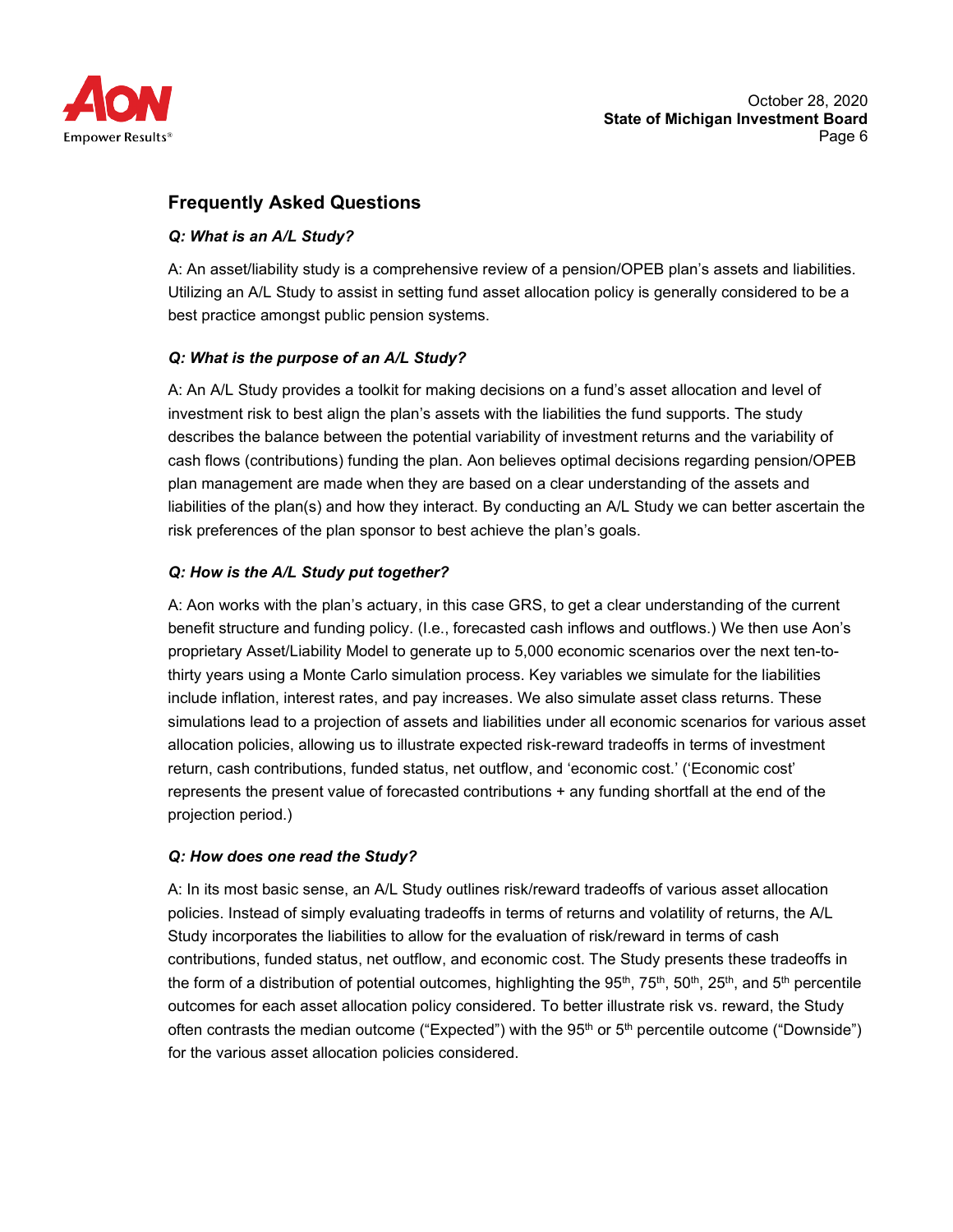## Frequently Asked Questions

***Q: What is an A/L Study?***

A: An asset/liability study is a comprehensive review of a pension/OPEB plan's assets and liabilities. Utilizing an A/L Study to assist in setting fund asset allocation policy is generally considered to be a best practice amongst public pension systems.

***Q: What is the purpose of an A/L Study?***

A: An A/L Study provides a toolkit for making decisions on a fund's asset allocation and level of investment risk to best align the plan's assets with the liabilities the fund supports. The study describes the balance between the potential variability of investment returns and the variability of cash flows (contributions) funding the plan. Aon believes optimal decisions regarding pension/OPEB plan management are made when they are based on a clear understanding of the assets and liabilities of the plan(s) and how they interact. By conducting an A/L Study we can better ascertain the risk preferences of the plan sponsor to best achieve the plan's goals.

***Q: How is the A/L Study put together?***

A: Aon works with the plan's actuary, in this case GRS, to get a clear understanding of the current benefit structure and funding policy. (I.e., forecasted cash inflows and outflows.) We then use Aon's proprietary Asset/Liability Model to generate up to 5,000 economic scenarios over the next ten-to-thirty years using a Monte Carlo simulation process. Key variables we simulate for the liabilities include inflation, interest rates, and pay increases. We also simulate asset class returns. These simulations lead to a projection of assets and liabilities under all economic scenarios for various asset allocation policies, allowing us to illustrate expected risk-reward tradeoffs in terms of investment return, cash contributions, funded status, net outflow, and 'economic cost.' ('Economic cost' represents the present value of forecasted contributions + any funding shortfall at the end of the projection period.)

***Q: How does one read the Study?***

A: In its most basic sense, an A/L Study outlines risk/reward tradeoffs of various asset allocation policies. Instead of simply evaluating tradeoffs in terms of returns and volatility of returns, the A/L Study incorporates the liabilities to allow for the evaluation of risk/reward in terms of cash contributions, funded status, net outflow, and economic cost. The Study presents these tradeoffs in the form of a distribution of potential outcomes, highlighting the 95th, 75th, 50th, 25th, and 5th percentile outcomes for each asset allocation policy considered. To better illustrate risk vs. reward, the Study often contrasts the median outcome ("Expected") with the 95th or 5th percentile outcome ("Downside") for the various asset allocation policies considered.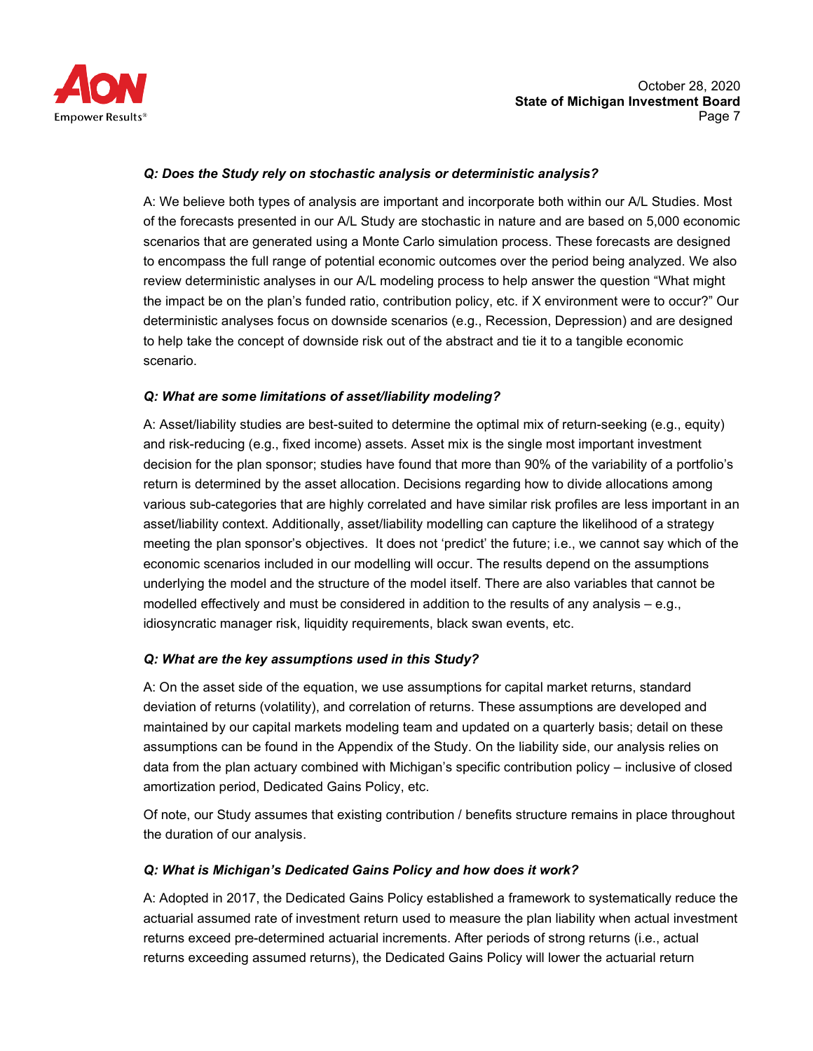***Q: Does the Study rely on stochastic analysis or deterministic analysis?***

A: We believe both types of analysis are important and incorporate both within our A/L Studies. Most of the forecasts presented in our A/L Study are stochastic in nature and are based on 5,000 economic scenarios that are generated using a Monte Carlo simulation process. These forecasts are designed to encompass the full range of potential economic outcomes over the period being analyzed. We also review deterministic analyses in our A/L modeling process to help answer the question "What might the impact be on the plan's funded ratio, contribution policy, etc. if X environment were to occur?" Our deterministic analyses focus on downside scenarios (e.g., Recession, Depression) and are designed to help take the concept of downside risk out of the abstract and tie it to a tangible economic scenario.

***Q: What are some limitations of asset/liability modeling?***

A: Asset/liability studies are best-suited to determine the optimal mix of return-seeking (e.g., equity) and risk-reducing (e.g., fixed income) assets. Asset mix is the single most important investment decision for the plan sponsor; studies have found that more than 90% of the variability of a portfolio's return is determined by the asset allocation. Decisions regarding how to divide allocations among various sub-categories that are highly correlated and have similar risk profiles are less important in an asset/liability context. Additionally, asset/liability modelling can capture the likelihood of a strategy meeting the plan sponsor's objectives. It does not 'predict' the future; i.e., we cannot say which of the economic scenarios included in our modelling will occur. The results depend on the assumptions underlying the model and the structure of the model itself. There are also variables that cannot be modelled effectively and must be considered in addition to the results of any analysis – e.g., idiosyncratic manager risk, liquidity requirements, black swan events, etc.

***Q: What are the key assumptions used in this Study?***

A: On the asset side of the equation, we use assumptions for capital market returns, standard deviation of returns (volatility), and correlation of returns. These assumptions are developed and maintained by our capital markets modeling team and updated on a quarterly basis; detail on these assumptions can be found in the Appendix of the Study. On the liability side, our analysis relies on data from the plan actuary combined with Michigan's specific contribution policy – inclusive of closed amortization period, Dedicated Gains Policy, etc.

Of note, our Study assumes that existing contribution / benefits structure remains in place throughout the duration of our analysis.

***Q: What is Michigan's Dedicated Gains Policy and how does it work?***

A: Adopted in 2017, the Dedicated Gains Policy established a framework to systematically reduce the actuarial assumed rate of investment return used to measure the plan liability when actual investment returns exceed pre-determined actuarial increments. After periods of strong returns (i.e., actual returns exceeding assumed returns), the Dedicated Gains Policy will lower the actuarial return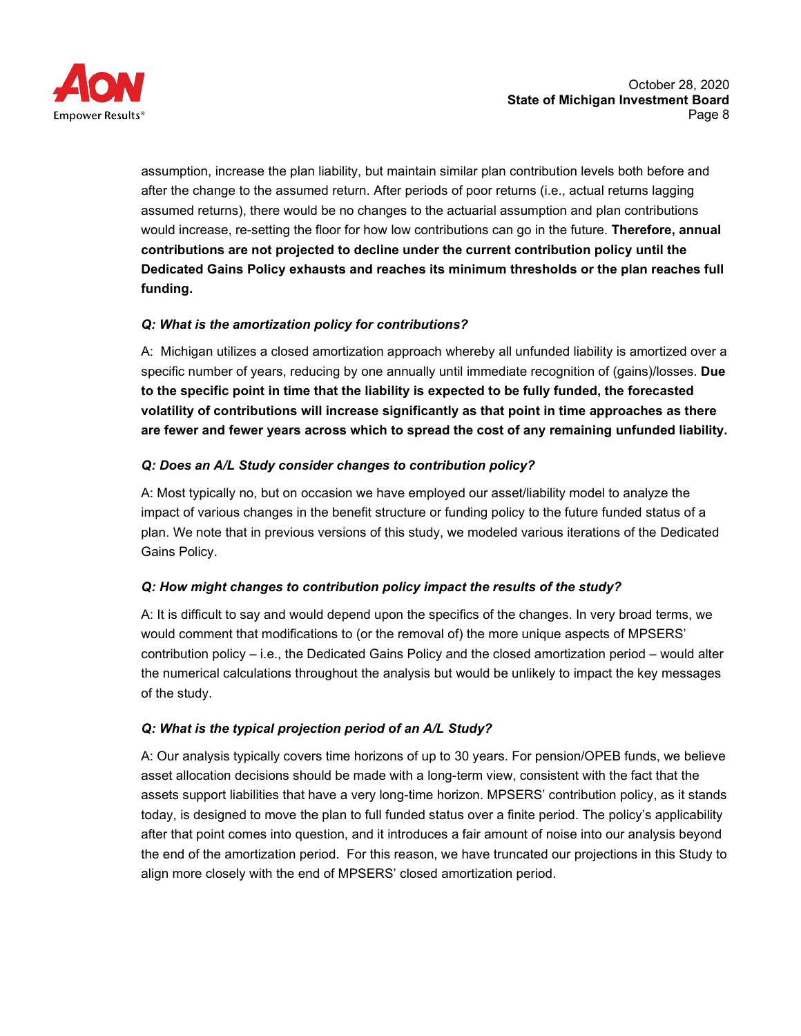assumption, increase the plan liability, but maintain similar plan contribution levels both before and after the change to the assumed return. After periods of poor returns (i.e., actual returns lagging assumed returns), there would be no changes to the actuarial assumption and plan contributions would increase, re-setting the floor for how low contributions can go in the future. **Therefore, annual contributions are not projected to decline under the current contribution policy until the Dedicated Gains Policy exhausts and reaches its minimum thresholds or the plan reaches full funding.**

***Q: What is the amortization policy for contributions?***

A: Michigan utilizes a closed amortization approach whereby all unfunded liability is amortized over a specific number of years, reducing by one annually until immediate recognition of (gains)/losses. **Due to the specific point in time that the liability is expected to be fully funded, the forecasted volatility of contributions will increase significantly as that point in time approaches as there are fewer and fewer years across which to spread the cost of any remaining unfunded liability.**

***Q: Does an A/L Study consider changes to contribution policy?***

A: Most typically no, but on occasion we have employed our asset/liability model to analyze the impact of various changes in the benefit structure or funding policy to the future funded status of a plan. We note that in previous versions of this study, we modeled various iterations of the Dedicated Gains Policy.

***Q: How might changes to contribution policy impact the results of the study?***

A: It is difficult to say and would depend upon the specifics of the changes. In very broad terms, we would comment that modifications to (or the removal of) the more unique aspects of MPSERS' contribution policy – i.e., the Dedicated Gains Policy and the closed amortization period – would alter the numerical calculations throughout the analysis but would be unlikely to impact the key messages of the study.

***Q: What is the typical projection period of an A/L Study?***

A: Our analysis typically covers time horizons of up to 30 years. For pension/OPEB funds, we believe asset allocation decisions should be made with a long-term view, consistent with the fact that the assets support liabilities that have a very long-time horizon. MPSERS' contribution policy, as it stands today, is designed to move the plan to full funded status over a finite period. The policy's applicability after that point comes into question, and it introduces a fair amount of noise into our analysis beyond the end of the amortization period. For this reason, we have truncated our projections in this Study to align more closely with the end of MPSERS' closed amortization period.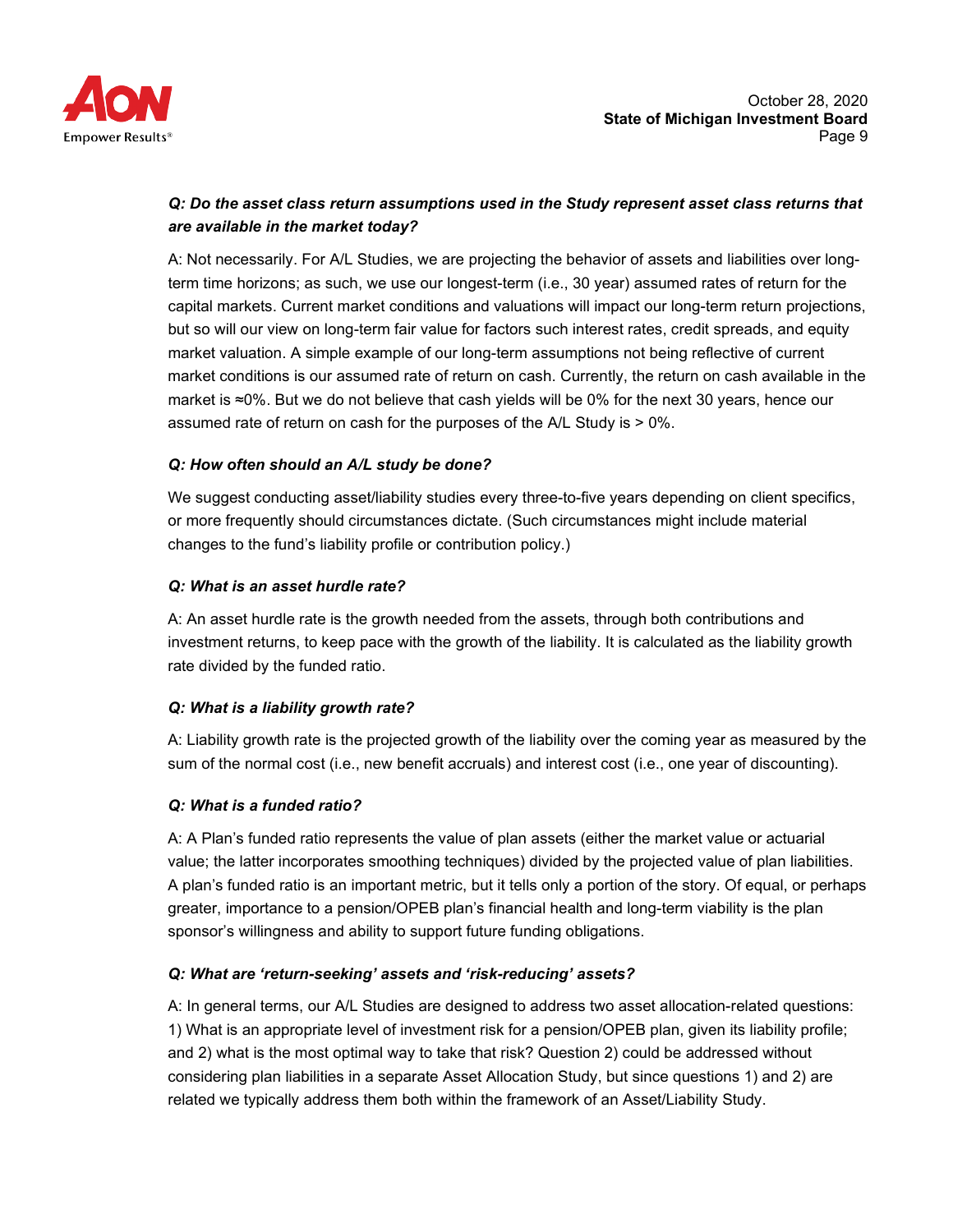***Q: Do the asset class return assumptions used in the Study represent asset class returns that are available in the market today?***

A: Not necessarily. For A/L Studies, we are projecting the behavior of assets and liabilities over long-term time horizons; as such, we use our longest-term (i.e., 30 year) assumed rates of return for the capital markets. Current market conditions and valuations will impact our long-term return projections, but so will our view on long-term fair value for factors such interest rates, credit spreads, and equity market valuation. A simple example of our long-term assumptions not being reflective of current market conditions is our assumed rate of return on cash. Currently, the return on cash available in the market is ≈0%. But we do not believe that cash yields will be 0% for the next 30 years, hence our assumed rate of return on cash for the purposes of the A/L Study is > 0%.

***Q: How often should an A/L study be done?***

We suggest conducting asset/liability studies every three-to-five years depending on client specifics, or more frequently should circumstances dictate. (Such circumstances might include material changes to the fund's liability profile or contribution policy.)

***Q: What is an asset hurdle rate?***

A: An asset hurdle rate is the growth needed from the assets, through both contributions and investment returns, to keep pace with the growth of the liability. It is calculated as the liability growth rate divided by the funded ratio.

***Q: What is a liability growth rate?***

A: Liability growth rate is the projected growth of the liability over the coming year as measured by the sum of the normal cost (i.e., new benefit accruals) and interest cost (i.e., one year of discounting).

***Q: What is a funded ratio?***

A: A Plan's funded ratio represents the value of plan assets (either the market value or actuarial value; the latter incorporates smoothing techniques) divided by the projected value of plan liabilities. A plan's funded ratio is an important metric, but it tells only a portion of the story. Of equal, or perhaps greater, importance to a pension/OPEB plan's financial health and long-term viability is the plan sponsor's willingness and ability to support future funding obligations.

***Q: What are 'return-seeking' assets and 'risk-reducing' assets?***

A: In general terms, our A/L Studies are designed to address two asset allocation-related questions: 1) What is an appropriate level of investment risk for a pension/OPEB plan, given its liability profile; and 2) what is the most optimal way to take that risk? Question 2) could be addressed without considering plan liabilities in a separate Asset Allocation Study, but since questions 1) and 2) are related we typically address them both within the framework of an Asset/Liability Study.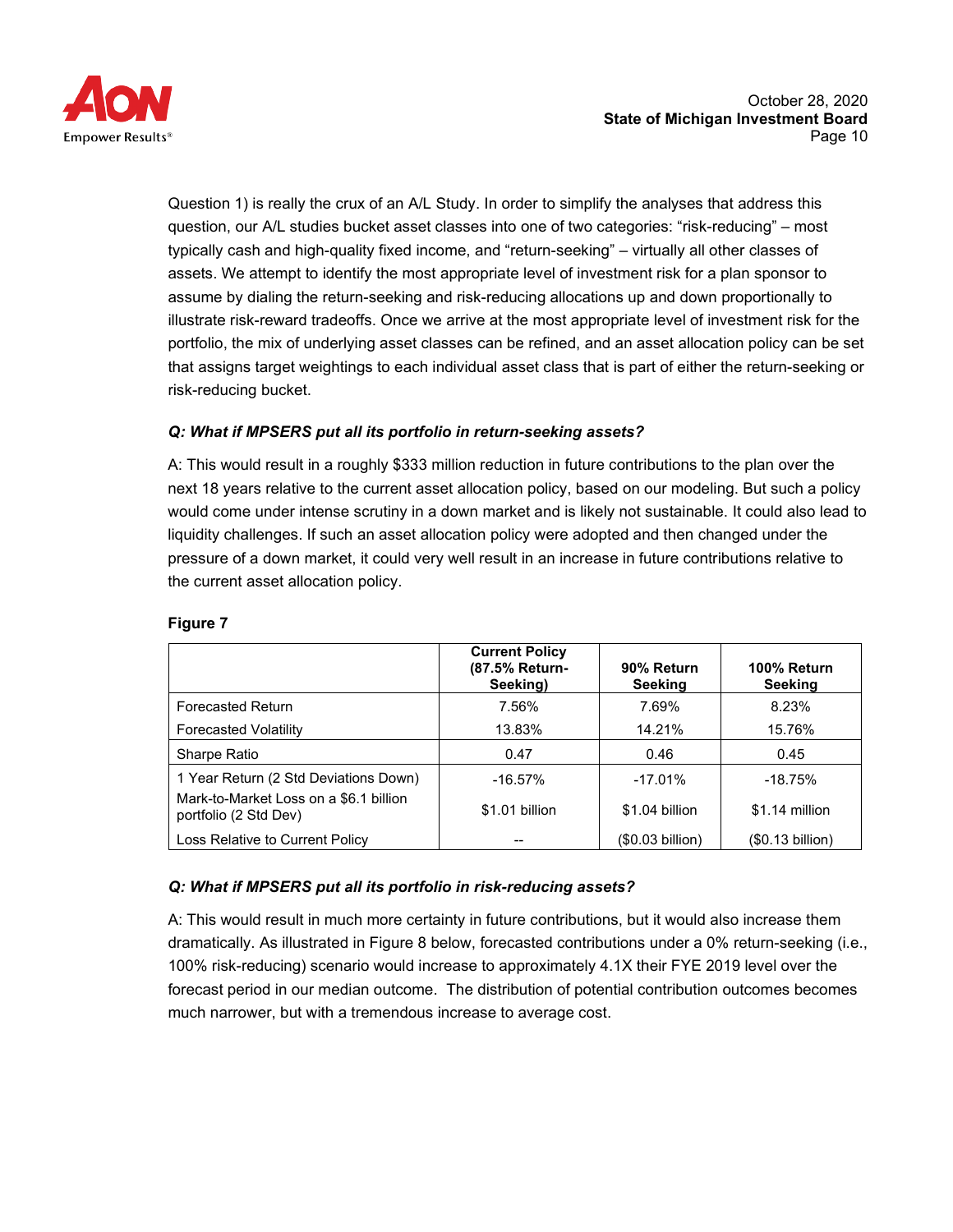Question 1) is really the crux of an A/L Study. In order to simplify the analyses that address this question, our A/L studies bucket asset classes into one of two categories: "risk-reducing" – most typically cash and high-quality fixed income, and "return-seeking" – virtually all other classes of assets. We attempt to identify the most appropriate level of investment risk for a plan sponsor to assume by dialing the return-seeking and risk-reducing allocations up and down proportionally to illustrate risk-reward tradeoffs. Once we arrive at the most appropriate level of investment risk for the portfolio, the mix of underlying asset classes can be refined, and an asset allocation policy can be set that assigns target weightings to each individual asset class that is part of either the return-seeking or risk-reducing bucket.

***Q: What if MPSERS put all its portfolio in return-seeking assets?***

A: This would result in a roughly $333 million reduction in future contributions to the plan over the next 18 years relative to the current asset allocation policy, based on our modeling. But such a policy would come under intense scrutiny in a down market and is likely not sustainable. It could also lead to liquidity challenges. If such an asset allocation policy were adopted and then changed under the pressure of a down market, it could very well result in an increase in future contributions relative to the current asset allocation policy.

**Figure 7**

| | Current Policy (87.5% Return-Seeking) | 90% Return Seeking | 100% Return Seeking |
|---|---|---|---|
| Forecasted Return | 7.56% | 7.69% | 8.23% |
| Forecasted Volatility | 13.83% | 14.21% | 15.76% |
| Sharpe Ratio | 0.47 | 0.46 | 0.45 |
| 1 Year Return (2 Std Deviations Down) | -16.57% | -17.01% | -18.75% |
| Mark-to-Market Loss on a $6.1 billion portfolio (2 Std Dev) | $1.01 billion | $1.04 billion | $1.14 million |
| Loss Relative to Current Policy | -- | ($0.03 billion) | ($0.13 billion) |

***Q: What if MPSERS put all its portfolio in risk-reducing assets?***

A: This would result in much more certainty in future contributions, but it would also increase them dramatically. As illustrated in Figure 8 below, forecasted contributions under a 0% return-seeking (i.e., 100% risk-reducing) scenario would increase to approximately 4.1X their FYE 2019 level over the forecast period in our median outcome. The distribution of potential contribution outcomes becomes much narrower, but with a tremendous increase to average cost.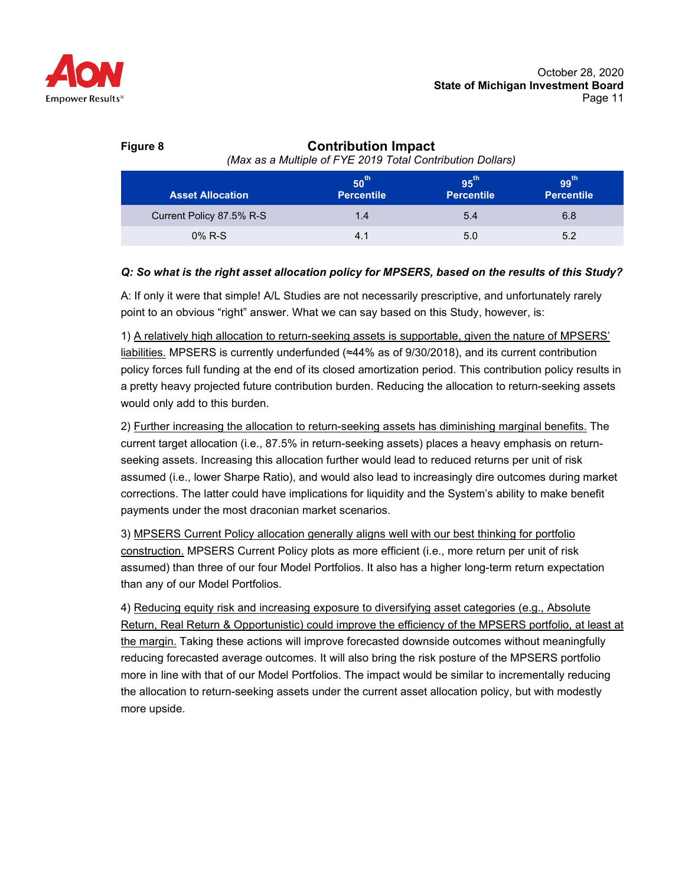**Figure 8**

## Contribution Impact

*(Max as a Multiple of FYE 2019 Total Contribution Dollars)*

| Asset Allocation | 50th Percentile | 95th Percentile | 99th Percentile |
|---|---|---|---|
| Current Policy 87.5% R-S | 1.4 | 5.4 | 6.8 |
| 0% R-S | 4.1 | 5.0 | 5.2 |

***Q: So what is the right asset allocation policy for MPSERS, based on the results of this Study?***

A: If only it were that simple! A/L Studies are not necessarily prescriptive, and unfortunately rarely point to an obvious "right" answer. What we can say based on this Study, however, is:

1) <u>A relatively high allocation to return-seeking assets is supportable, given the nature of MPSERS' liabilities.</u> MPSERS is currently underfunded (≈44% as of 9/30/2018), and its current contribution policy forces full funding at the end of its closed amortization period. This contribution policy results in a pretty heavy projected future contribution burden. Reducing the allocation to return-seeking assets would only add to this burden.

2) <u>Further increasing the allocation to return-seeking assets has diminishing marginal benefits.</u> The current target allocation (i.e., 87.5% in return-seeking assets) places a heavy emphasis on return-seeking assets. Increasing this allocation further would lead to reduced returns per unit of risk assumed (i.e., lower Sharpe Ratio), and would also lead to increasingly dire outcomes during market corrections. The latter could have implications for liquidity and the System's ability to make benefit payments under the most draconian market scenarios.

3) <u>MPSERS Current Policy allocation generally aligns well with our best thinking for portfolio construction.</u> MPSERS Current Policy plots as more efficient (i.e., more return per unit of risk assumed) than three of our four Model Portfolios. It also has a higher long-term return expectation than any of our Model Portfolios.

4) <u>Reducing equity risk and increasing exposure to diversifying asset categories (e.g., Absolute Return, Real Return & Opportunistic) could improve the efficiency of the MPSERS portfolio, at least at the margin.</u> Taking these actions will improve forecasted downside outcomes without meaningfully reducing forecasted average outcomes. It will also bring the risk posture of the MPSERS portfolio more in line with that of our Model Portfolios. The impact would be similar to incrementally reducing the allocation to return-seeking assets under the current asset allocation policy, but with modestly more upside.